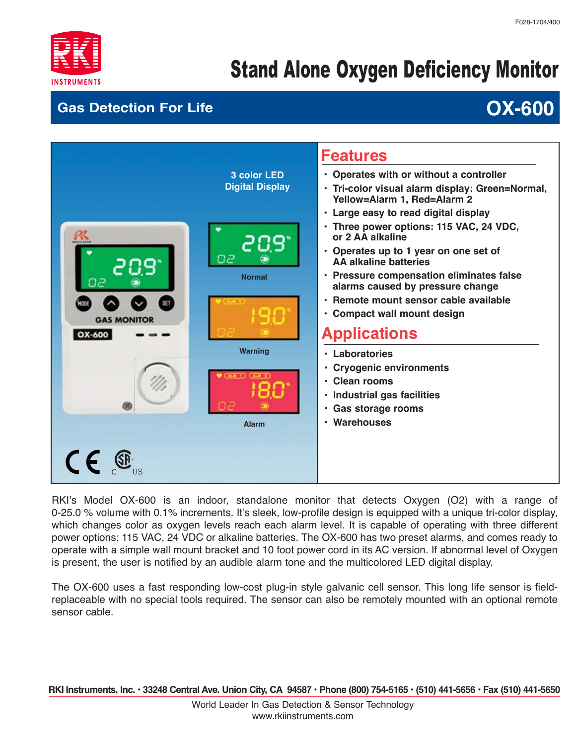F028-1704/400

RKI INSTRUMENTS

# Stand Alone Oxygen Deficiency Monitor

## Gas Detection For Life — OX-600

3 color LED Digital Display

Normal

Warning

Alarm

## Features

- Operates with or without a controller
- Tri-color visual alarm display: Green=Normal, Yellow=Alarm 1, Red=Alarm 2
- Large easy to read digital display
- Three power options: 115 VAC, 24 VDC, or 2 AA alkaline
- Operates up to 1 year on one set of AA alkaline batteries
- Pressure compensation eliminates false alarms caused by pressure change
- Remote mount sensor cable available
- Compact wall mount design

## Applications

- Laboratories
- Cryogenic environments
- Clean rooms
- Industrial gas facilities
- Gas storage rooms
- Warehouses

RKI's Model OX-600 is an indoor, standalone monitor that detects Oxygen (O2) with a range of 0-25.0 % volume with 0.1% increments. It's sleek, low-profile design is equipped with a unique tri-color display, which changes color as oxygen levels reach each alarm level. It is capable of operating with three different power options; 115 VAC, 24 VDC or alkaline batteries. The OX-600 has two preset alarms, and comes ready to operate with a simple wall mount bracket and 10 foot power cord in its AC version. If abnormal level of Oxygen is present, the user is notified by an audible alarm tone and the multicolored LED digital display.

The OX-600 uses a fast responding low-cost plug-in style galvanic cell sensor. This long life sensor is field-replaceable with no special tools required. The sensor can also be remotely mounted with an optional remote sensor cable.

**RKI Instruments, Inc. • 33248 Central Ave. Union City, CA 94587 • Phone (800) 754-5165 • (510) 441-5656 • Fax (510) 441-5650**

World Leader In Gas Detection & Sensor Technology
www.rkiinstruments.com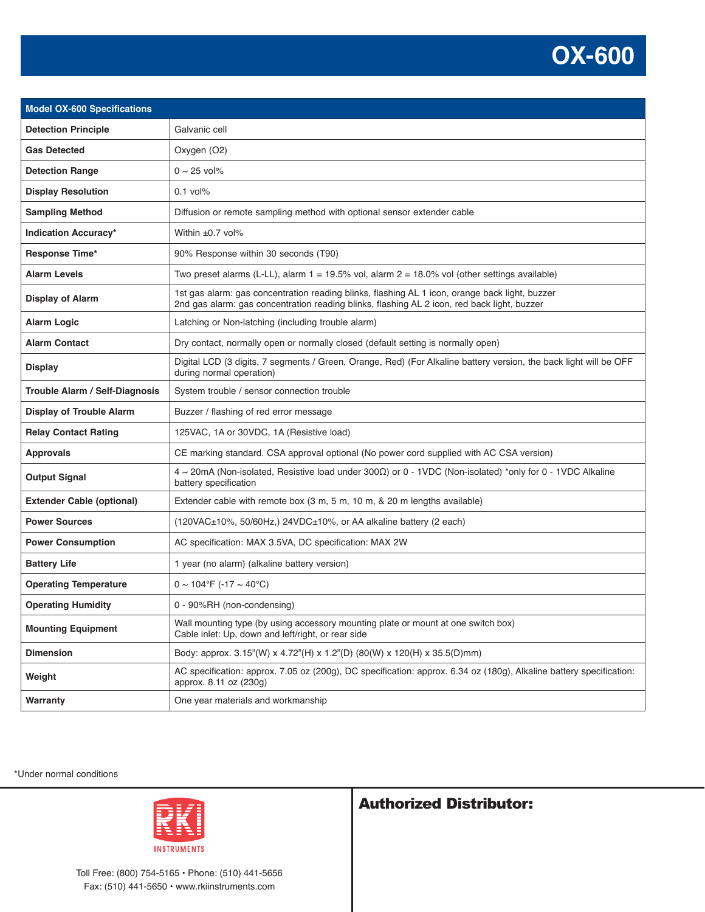# OX-600

| Model OX-600 Specifications | |
|---|---|
| **Detection Principle** | Galvanic cell |
| **Gas Detected** | Oxygen (O2) |
| **Detection Range** | 0 ~ 25 vol% |
| **Display Resolution** | 0.1 vol% |
| **Sampling Method** | Diffusion or remote sampling method with optional sensor extender cable |
| **Indication Accuracy*** | Within ±0.7 vol% |
| **Response Time*** | 90% Response within 30 seconds (T90) |
| **Alarm Levels** | Two preset alarms (L-LL), alarm 1 = 19.5% vol, alarm 2 = 18.0% vol (other settings available) |
| **Display of Alarm** | 1st gas alarm: gas concentration reading blinks, flashing AL 1 icon, orange back light, buzzer<br>2nd gas alarm: gas concentration reading blinks, flashing AL 2 icon, red back light, buzzer |
| **Alarm Logic** | Latching or Non-latching (including trouble alarm) |
| **Alarm Contact** | Dry contact, normally open or normally closed (default setting is normally open) |
| **Display** | Digital LCD (3 digits, 7 segments / Green, Orange, Red) (For Alkaline battery version, the back light will be OFF during normal operation) |
| **Trouble Alarm / Self-Diagnosis** | System trouble / sensor connection trouble |
| **Display of Trouble Alarm** | Buzzer / flashing of red error message |
| **Relay Contact Rating** | 125VAC, 1A or 30VDC, 1A (Resistive load) |
| **Approvals** | CE marking standard. CSA approval optional (No power cord supplied with AC CSA version) |
| **Output Signal** | 4 ~ 20mA (Non-isolated, Resistive load under 300Ω) or 0 - 1VDC (Non-isolated) *only for 0 - 1VDC Alkaline battery specification |
| **Extender Cable (optional)** | Extender cable with remote box (3 m, 5 m, 10 m, & 20 m lengths available) |
| **Power Sources** | (120VAC±10%, 50/60Hz,) 24VDC±10%, or AA alkaline battery (2 each) |
| **Power Consumption** | AC specification: MAX 3.5VA, DC specification: MAX 2W |
| **Battery Life** | 1 year (no alarm) (alkaline battery version) |
| **Operating Temperature** | 0 ~ 104°F (-17 ~ 40°C) |
| **Operating Humidity** | 0 - 90%RH (non-condensing) |
| **Mounting Equipment** | Wall mounting type (by using accessory mounting plate or mount at one switch box)<br>Cable inlet: Up, down and left/right, or rear side |
| **Dimension** | Body: approx. 3.15"(W) x 4.72"(H) x 1.2"(D) (80(W) x 120(H) x 35.5(D)mm) |
| **Weight** | AC specification: approx. 7.05 oz (200g), DC specification: approx. 6.34 oz (180g), Alkaline battery specification: approx. 8.11 oz (230g) |
| **Warranty** | One year materials and workmanship |

*Under normal conditions

RKI INSTRUMENTS

Toll Free: (800) 754-5165 • Phone: (510) 441-5656
Fax: (510) 441-5650 • www.rkiinstruments.com

**Authorized Distributor:**